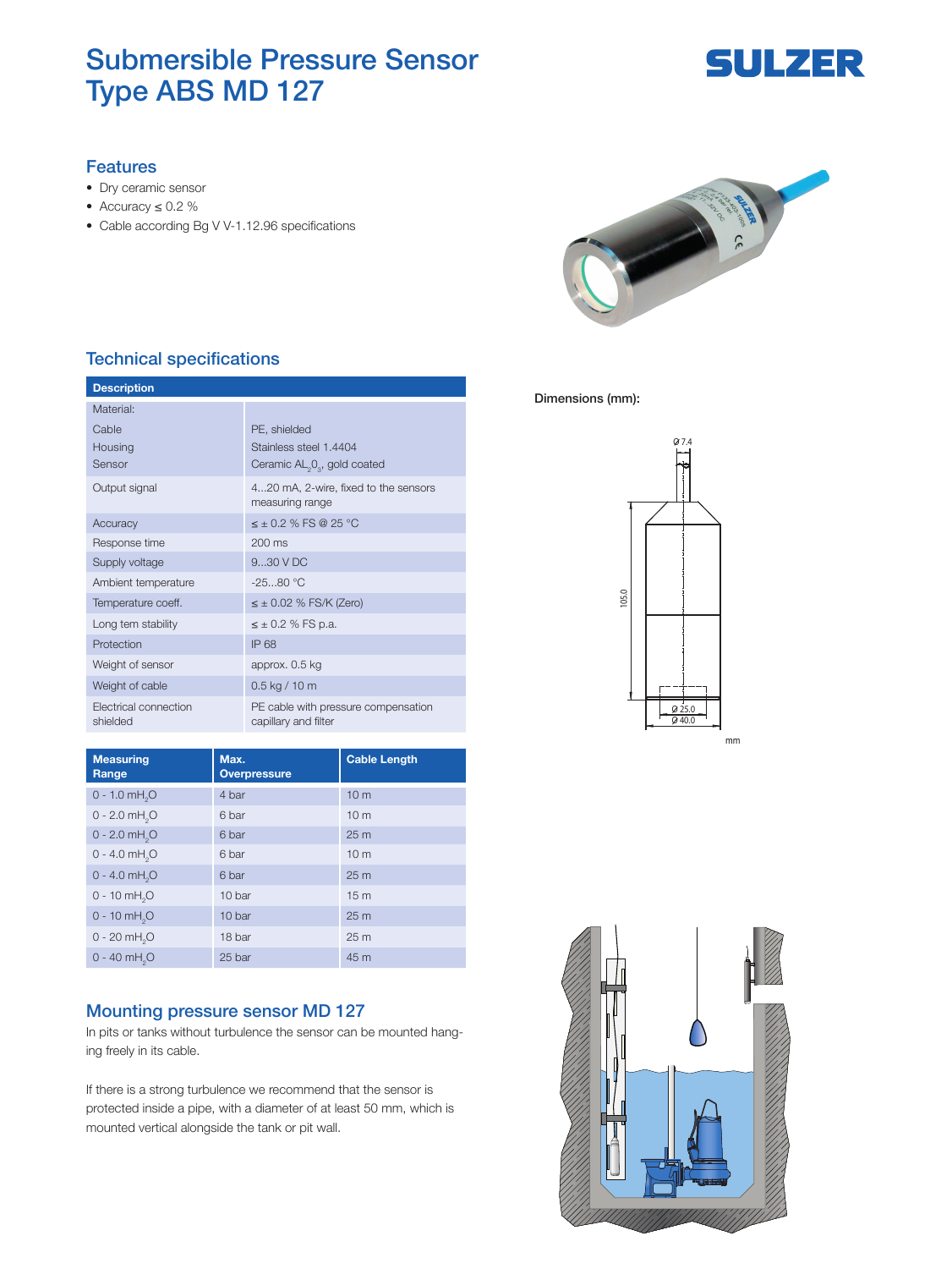# Submersible Pressure Sensor Type ABS MD 127

SULZER

## Features

- Dry ceramic sensor
- Accuracy ≤ 0.2 %
- Cable according Bg V V-1.12.96 specifications

## Technical specifications

| Description | |
|---|---|
| Material: | |
| Cable | PE, shielded |
| Housing | Stainless steel 1.4404 |
| Sensor | Ceramic $AL_2O_3$, gold coated |
| Output signal | 4...20 mA, 2-wire, fixed to the sensors measuring range |
| Accuracy | ≤ ± 0.2 % FS @ 25 °C |
| Response time | 200 ms |
| Supply voltage | 9...30 V DC |
| Ambient temperature | -25...80 °C |
| Temperature coeff. | ≤ ± 0.02 % FS/K (Zero) |
| Long tem stability | ≤ ± 0.2 % FS p.a. |
| Protection | IP 68 |
| Weight of sensor | approx. 0.5 kg |
| Weight of cable | 0.5 kg / 10 m |
| Electrical connection shielded | PE cable with pressure compensation capillary and filter |

| Measuring Range | Max. Overpressure | Cable Length |
|---|---|---|
| 0 - 1.0 $mH_2O$ | 4 bar | 10 m |
| 0 - 2.0 $mH_2O$ | 6 bar | 10 m |
| 0 - 2.0 $mH_2O$ | 6 bar | 25 m |
| 0 - 4.0 $mH_2O$ | 6 bar | 10 m |
| 0 - 4.0 $mH_2O$ | 6 bar | 25 m |
| 0 - 10 $mH_2O$ | 10 bar | 15 m |
| 0 - 10 $mH_2O$ | 10 bar | 25 m |
| 0 - 20 $mH_2O$ | 18 bar | 25 m |
| 0 - 40 $mH_2O$ | 25 bar | 45 m |

Dimensions (mm):

Ø 7.4

105.0

Ø 25.0

Ø 40.0

mm

## Mounting pressure sensor MD 127

In pits or tanks without turbulence the sensor can be mounted hanging freely in its cable.

If there is a strong turbulence we recommend that the sensor is protected inside a pipe, with a diameter of at least 50 mm, which is mounted vertical alongside the tank or pit wall.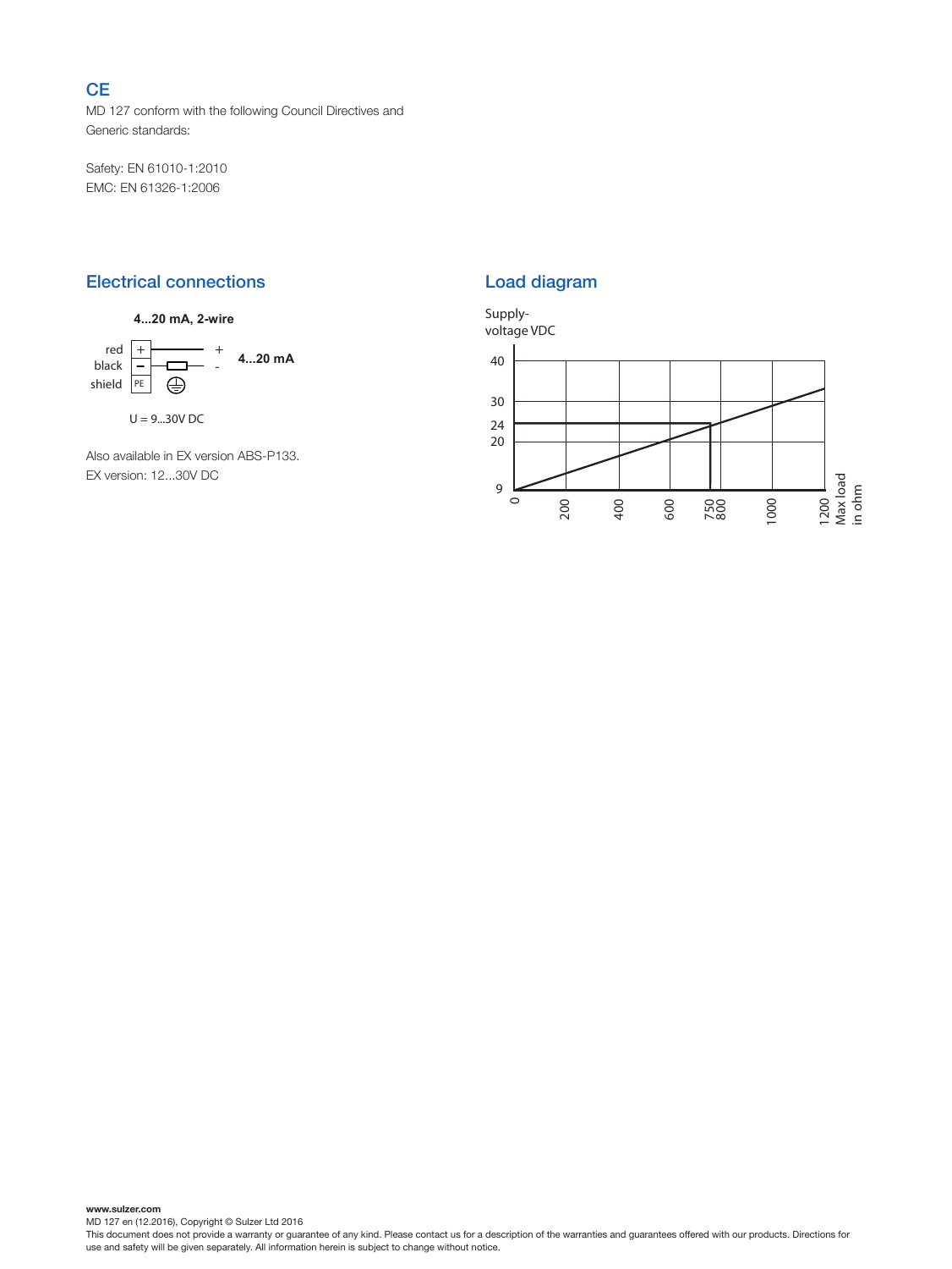## CE

MD 127 conform with the following Council Directives and Generic standards:

Safety: EN 61010-1:2010
EMC: EN 61326-1:2006

## Electrical connections

**4...20 mA, 2-wire**

red +
black –
shield PE

+
-
**4...20 mA**

U = 9...30V DC

Also available in EX version ABS-P133.
EX version: 12...30V DC

## Load diagram

Supply-
voltage VDC

40
30
24
20
9

0
200
400
600
750
800
1000
1200
Max load
in ohm

**www.sulzer.com**
MD 127 en (12.2016), Copyright © Sulzer Ltd 2016
This document does not provide a warranty or guarantee of any kind. Please contact us for a description of the warranties and guarantees offered with our products. Directions for use and safety will be given separately. All information herein is subject to change without notice.